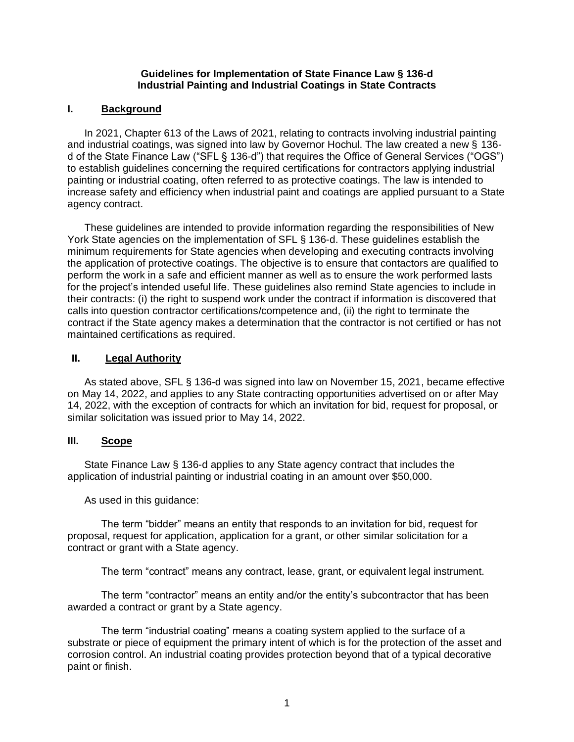# Guidelines for Implementation of State Finance Law § 136-d
# Industrial Painting and Industrial Coatings in State Contracts

## I. Background

In 2021, Chapter 613 of the Laws of 2021, relating to contracts involving industrial painting and industrial coatings, was signed into law by Governor Hochul. The law created a new § 136-d of the State Finance Law ("SFL § 136-d") that requires the Office of General Services ("OGS") to establish guidelines concerning the required certifications for contractors applying industrial painting or industrial coating, often referred to as protective coatings. The law is intended to increase safety and efficiency when industrial paint and coatings are applied pursuant to a State agency contract.

These guidelines are intended to provide information regarding the responsibilities of New York State agencies on the implementation of SFL § 136-d. These guidelines establish the minimum requirements for State agencies when developing and executing contracts involving the application of protective coatings. The objective is to ensure that contactors are qualified to perform the work in a safe and efficient manner as well as to ensure the work performed lasts for the project's intended useful life. These guidelines also remind State agencies to include in their contracts: (i) the right to suspend work under the contract if information is discovered that calls into question contractor certifications/competence and, (ii) the right to terminate the contract if the State agency makes a determination that the contractor is not certified or has not maintained certifications as required.

## II. Legal Authority

As stated above, SFL § 136-d was signed into law on November 15, 2021, became effective on May 14, 2022, and applies to any State contracting opportunities advertised on or after May 14, 2022, with the exception of contracts for which an invitation for bid, request for proposal, or similar solicitation was issued prior to May 14, 2022.

## III. Scope

State Finance Law § 136-d applies to any State agency contract that includes the application of industrial painting or industrial coating in an amount over $50,000.

As used in this guidance:

The term "bidder" means an entity that responds to an invitation for bid, request for proposal, request for application, application for a grant, or other similar solicitation for a contract or grant with a State agency.

The term "contract" means any contract, lease, grant, or equivalent legal instrument.

The term "contractor" means an entity and/or the entity's subcontractor that has been awarded a contract or grant by a State agency.

The term "industrial coating" means a coating system applied to the surface of a substrate or piece of equipment the primary intent of which is for the protection of the asset and corrosion control. An industrial coating provides protection beyond that of a typical decorative paint or finish.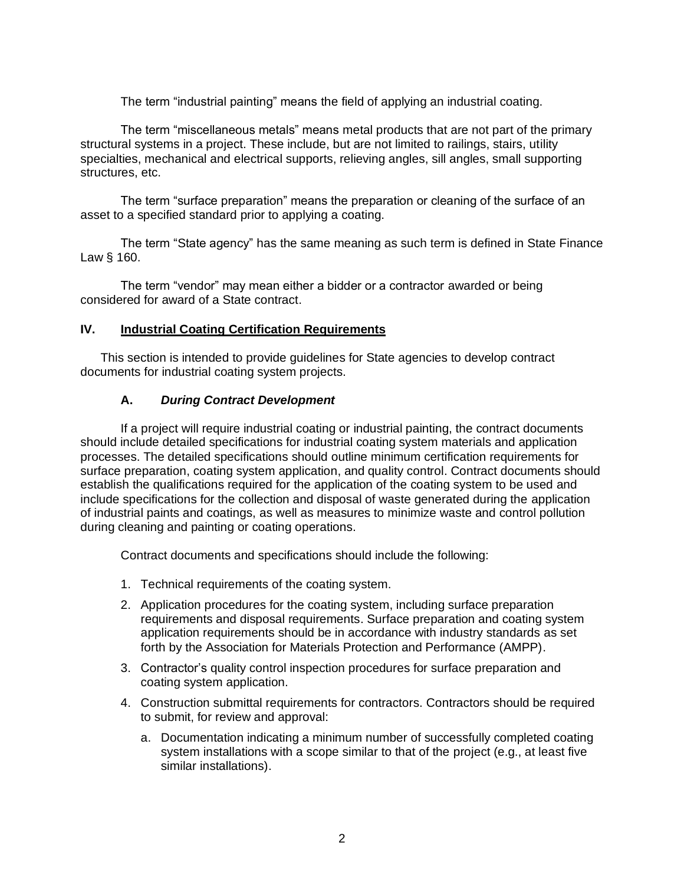The term “industrial painting” means the field of applying an industrial coating.

The term “miscellaneous metals” means metal products that are not part of the primary structural systems in a project. These include, but are not limited to railings, stairs, utility specialties, mechanical and electrical supports, relieving angles, sill angles, small supporting structures, etc.

The term “surface preparation” means the preparation or cleaning of the surface of an asset to a specified standard prior to applying a coating.

The term “State agency” has the same meaning as such term is defined in State Finance Law § 160.

The term “vendor” may mean either a bidder or a contractor awarded or being considered for award of a State contract.

## IV. Industrial Coating Certification Requirements

This section is intended to provide guidelines for State agencies to develop contract documents for industrial coating system projects.

### A. *During Contract Development*

If a project will require industrial coating or industrial painting, the contract documents should include detailed specifications for industrial coating system materials and application processes. The detailed specifications should outline minimum certification requirements for surface preparation, coating system application, and quality control. Contract documents should establish the qualifications required for the application of the coating system to be used and include specifications for the collection and disposal of waste generated during the application of industrial paints and coatings, as well as measures to minimize waste and control pollution during cleaning and painting or coating operations.

Contract documents and specifications should include the following:

1. Technical requirements of the coating system.
2. Application procedures for the coating system, including surface preparation requirements and disposal requirements. Surface preparation and coating system application requirements should be in accordance with industry standards as set forth by the Association for Materials Protection and Performance (AMPP).
3. Contractor’s quality control inspection procedures for surface preparation and coating system application.
4. Construction submittal requirements for contractors. Contractors should be required to submit, for review and approval:
    a. Documentation indicating a minimum number of successfully completed coating system installations with a scope similar to that of the project (e.g., at least five similar installations).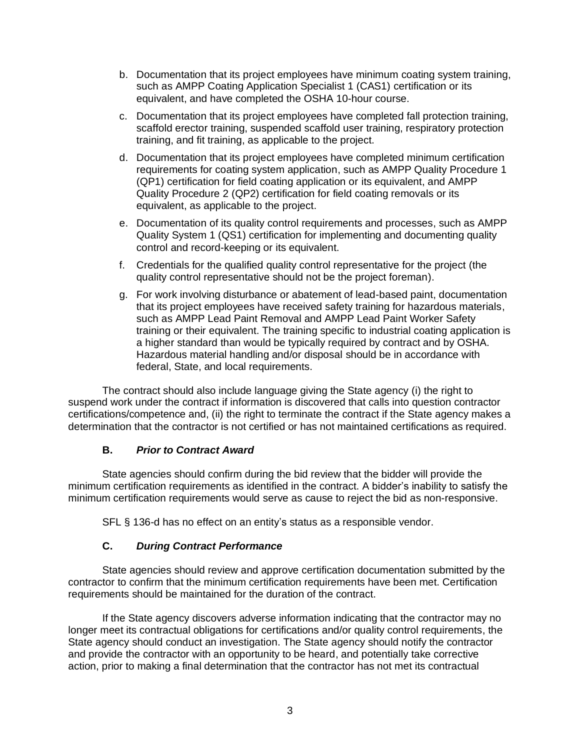b. Documentation that its project employees have minimum coating system training, such as AMPP Coating Application Specialist 1 (CAS1) certification or its equivalent, and have completed the OSHA 10-hour course.

c. Documentation that its project employees have completed fall protection training, scaffold erector training, suspended scaffold user training, respiratory protection training, and fit training, as applicable to the project.

d. Documentation that its project employees have completed minimum certification requirements for coating system application, such as AMPP Quality Procedure 1 (QP1) certification for field coating application or its equivalent, and AMPP Quality Procedure 2 (QP2) certification for field coating removals or its equivalent, as applicable to the project.

e. Documentation of its quality control requirements and processes, such as AMPP Quality System 1 (QS1) certification for implementing and documenting quality control and record-keeping or its equivalent.

f. Credentials for the qualified quality control representative for the project (the quality control representative should not be the project foreman).

g. For work involving disturbance or abatement of lead-based paint, documentation that its project employees have received safety training for hazardous materials, such as AMPP Lead Paint Removal and AMPP Lead Paint Worker Safety training or their equivalent. The training specific to industrial coating application is a higher standard than would be typically required by contract and by OSHA. Hazardous material handling and/or disposal should be in accordance with federal, State, and local requirements.

The contract should also include language giving the State agency (i) the right to suspend work under the contract if information is discovered that calls into question contractor certifications/competence and, (ii) the right to terminate the contract if the State agency makes a determination that the contractor is not certified or has not maintained certifications as required.

### B. *Prior to Contract Award*

State agencies should confirm during the bid review that the bidder will provide the minimum certification requirements as identified in the contract. A bidder's inability to satisfy the minimum certification requirements would serve as cause to reject the bid as non-responsive.

SFL § 136-d has no effect on an entity's status as a responsible vendor.

### C. *During Contract Performance*

State agencies should review and approve certification documentation submitted by the contractor to confirm that the minimum certification requirements have been met. Certification requirements should be maintained for the duration of the contract.

If the State agency discovers adverse information indicating that the contractor may no longer meet its contractual obligations for certifications and/or quality control requirements, the State agency should conduct an investigation. The State agency should notify the contractor and provide the contractor with an opportunity to be heard, and potentially take corrective action, prior to making a final determination that the contractor has not met its contractual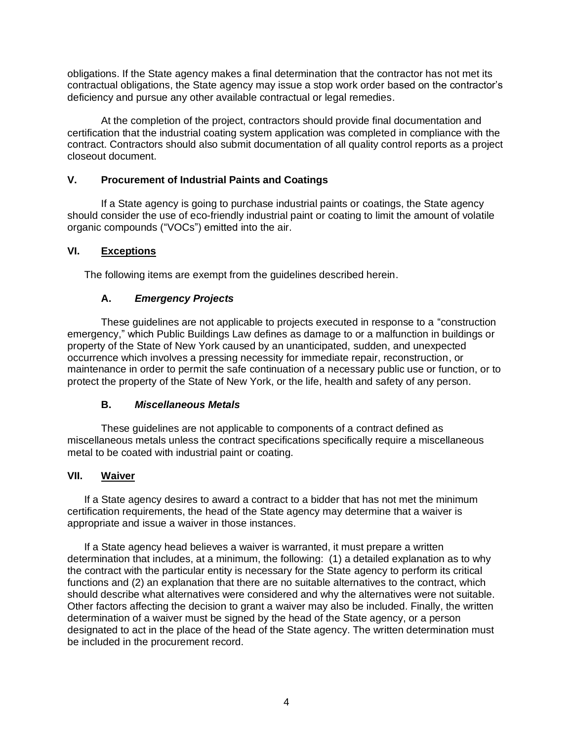obligations. If the State agency makes a final determination that the contractor has not met its contractual obligations, the State agency may issue a stop work order based on the contractor's deficiency and pursue any other available contractual or legal remedies.

At the completion of the project, contractors should provide final documentation and certification that the industrial coating system application was completed in compliance with the contract. Contractors should also submit documentation of all quality control reports as a project closeout document.

## V. Procurement of Industrial Paints and Coatings

If a State agency is going to purchase industrial paints or coatings, the State agency should consider the use of eco-friendly industrial paint or coating to limit the amount of volatile organic compounds ("VOCs") emitted into the air.

## VI. Exceptions

The following items are exempt from the guidelines described herein.

### A. *Emergency Projects*

These guidelines are not applicable to projects executed in response to a "construction emergency," which Public Buildings Law defines as damage to or a malfunction in buildings or property of the State of New York caused by an unanticipated, sudden, and unexpected occurrence which involves a pressing necessity for immediate repair, reconstruction, or maintenance in order to permit the safe continuation of a necessary public use or function, or to protect the property of the State of New York, or the life, health and safety of any person.

### B. *Miscellaneous Metals*

These guidelines are not applicable to components of a contract defined as miscellaneous metals unless the contract specifications specifically require a miscellaneous metal to be coated with industrial paint or coating.

## VII. Waiver

If a State agency desires to award a contract to a bidder that has not met the minimum certification requirements, the head of the State agency may determine that a waiver is appropriate and issue a waiver in those instances.

If a State agency head believes a waiver is warranted, it must prepare a written determination that includes, at a minimum, the following: (1) a detailed explanation as to why the contract with the particular entity is necessary for the State agency to perform its critical functions and (2) an explanation that there are no suitable alternatives to the contract, which should describe what alternatives were considered and why the alternatives were not suitable. Other factors affecting the decision to grant a waiver may also be included. Finally, the written determination of a waiver must be signed by the head of the State agency, or a person designated to act in the place of the head of the State agency. The written determination must be included in the procurement record.